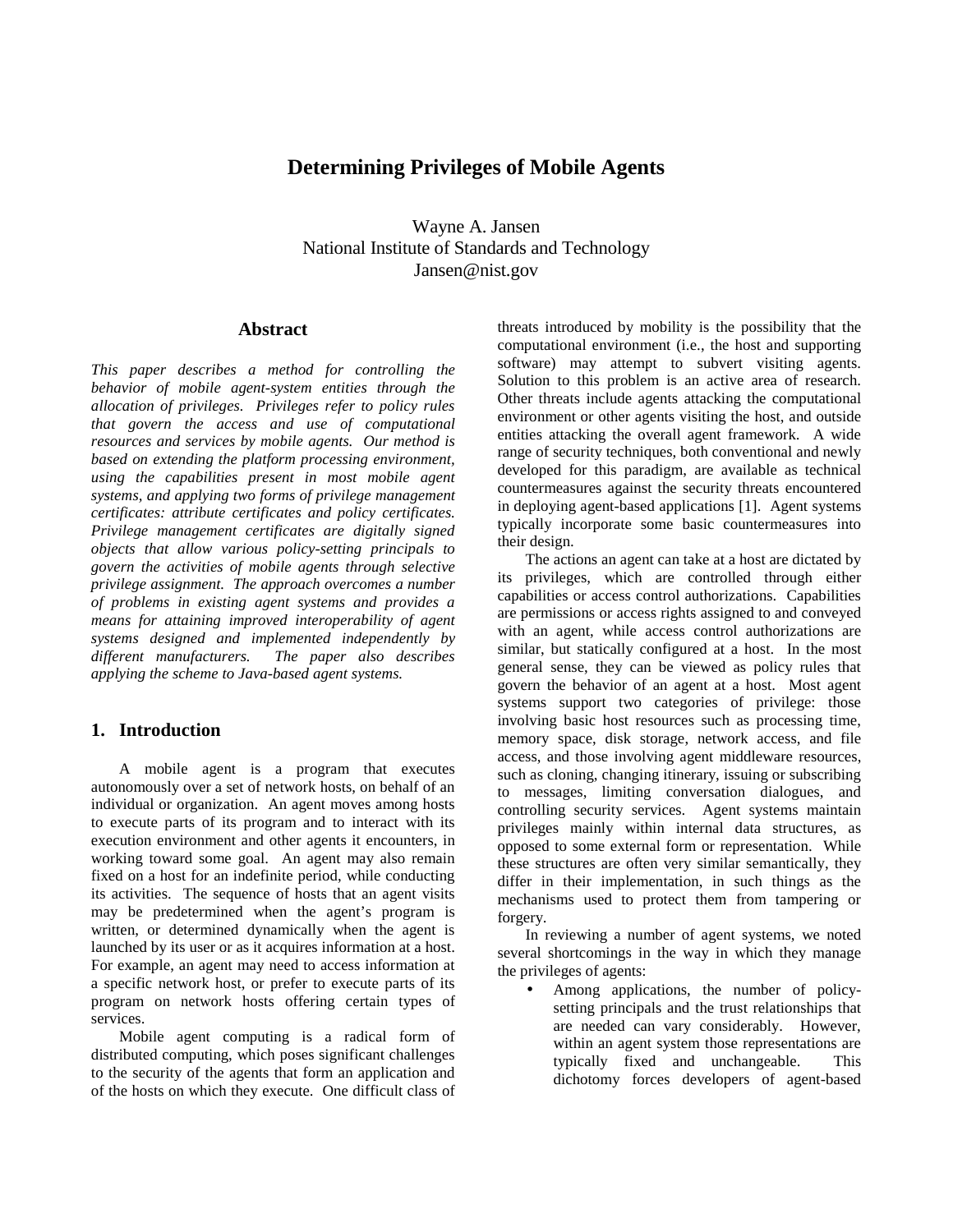# Determining Privileges of Mobile Agents

Wayne A. Jansen
National Institute of Standards and Technology
Jansen@nist.gov

## Abstract

*This paper describes a method for controlling the behavior of mobile agent-system entities through the allocation of privileges. Privileges refer to policy rules that govern the access and use of computational resources and services by mobile agents. Our method is based on extending the platform processing environment, using the capabilities present in most mobile agent systems, and applying two forms of privilege management certificates: attribute certificates and policy certificates. Privilege management certificates are digitally signed objects that allow various policy-setting principals to govern the activities of mobile agents through selective privilege assignment. The approach overcomes a number of problems in existing agent systems and provides a means for attaining improved interoperability of agent systems designed and implemented independently by different manufacturers. The paper also describes applying the scheme to Java-based agent systems.*

## 1. Introduction

A mobile agent is a program that executes autonomously over a set of network hosts, on behalf of an individual or organization. An agent moves among hosts to execute parts of its program and to interact with its execution environment and other agents it encounters, in working toward some goal. An agent may also remain fixed on a host for an indefinite period, while conducting its activities. The sequence of hosts that an agent visits may be predetermined when the agent's program is written, or determined dynamically when the agent is launched by its user or as it acquires information at a host. For example, an agent may need to access information at a specific network host, or prefer to execute parts of its program on network hosts offering certain types of services.

Mobile agent computing is a radical form of distributed computing, which poses significant challenges to the security of the agents that form an application and of the hosts on which they execute. One difficult class of threats introduced by mobility is the possibility that the computational environment (i.e., the host and supporting software) may attempt to subvert visiting agents. Solution to this problem is an active area of research. Other threats include agents attacking the computational environment or other agents visiting the host, and outside entities attacking the overall agent framework. A wide range of security techniques, both conventional and newly developed for this paradigm, are available as technical countermeasures against the security threats encountered in deploying agent-based applications [1]. Agent systems typically incorporate some basic countermeasures into their design.

The actions an agent can take at a host are dictated by its privileges, which are controlled through either capabilities or access control authorizations. Capabilities are permissions or access rights assigned to and conveyed with an agent, while access control authorizations are similar, but statically configured at a host. In the most general sense, they can be viewed as policy rules that govern the behavior of an agent at a host. Most agent systems support two categories of privilege: those involving basic host resources such as processing time, memory space, disk storage, network access, and file access, and those involving agent middleware resources, such as cloning, changing itinerary, issuing or subscribing to messages, limiting conversation dialogues, and controlling security services. Agent systems maintain privileges mainly within internal data structures, as opposed to some external form or representation. While these structures are often very similar semantically, they differ in their implementation, in such things as the mechanisms used to protect them from tampering or forgery.

In reviewing a number of agent systems, we noted several shortcomings in the way in which they manage the privileges of agents:

- Among applications, the number of policy-setting principals and the trust relationships that are needed can vary considerably. However, within an agent system those representations are typically fixed and unchangeable. This dichotomy forces developers of agent-based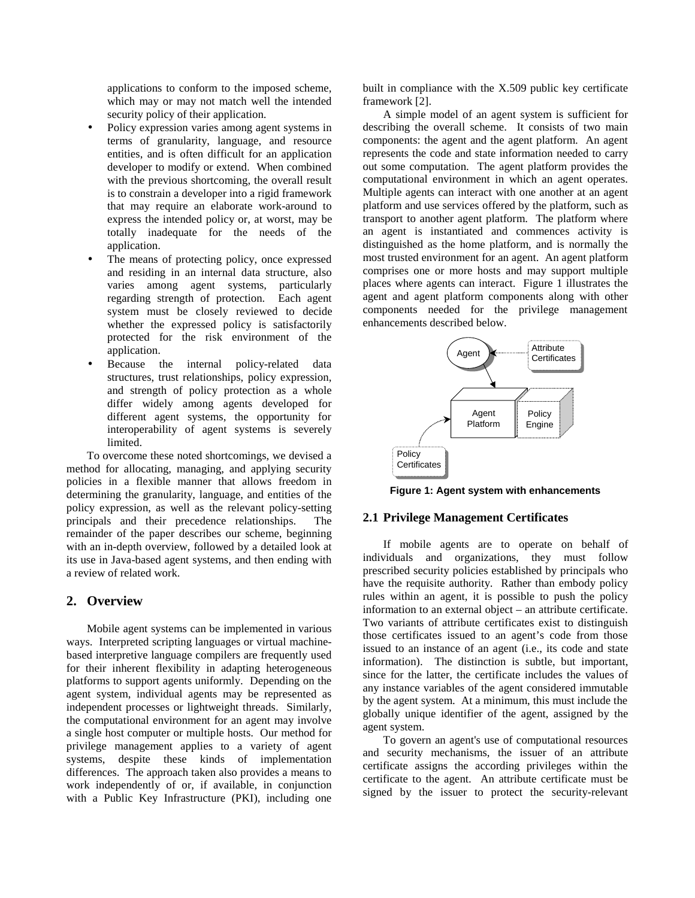applications to conform to the imposed scheme, which may or may not match well the intended security policy of their application.

- Policy expression varies among agent systems in terms of granularity, language, and resource entities, and is often difficult for an application developer to modify or extend. When combined with the previous shortcoming, the overall result is to constrain a developer into a rigid framework that may require an elaborate work-around to express the intended policy or, at worst, may be totally inadequate for the needs of the application.
- The means of protecting policy, once expressed and residing in an internal data structure, also varies among agent systems, particularly regarding strength of protection. Each agent system must be closely reviewed to decide whether the expressed policy is satisfactorily protected for the risk environment of the application.
- Because the internal policy-related data structures, trust relationships, policy expression, and strength of policy protection as a whole differ widely among agents developed for different agent systems, the opportunity for interoperability of agent systems is severely limited.

To overcome these noted shortcomings, we devised a method for allocating, managing, and applying security policies in a flexible manner that allows freedom in determining the granularity, language, and entities of the policy expression, as well as the relevant policy-setting principals and their precedence relationships. The remainder of the paper describes our scheme, beginning with an in-depth overview, followed by a detailed look at its use in Java-based agent systems, and then ending with a review of related work.

## 2. Overview

Mobile agent systems can be implemented in various ways. Interpreted scripting languages or virtual machine-based interpretive language compilers are frequently used for their inherent flexibility in adapting heterogeneous platforms to support agents uniformly. Depending on the agent system, individual agents may be represented as independent processes or lightweight threads. Similarly, the computational environment for an agent may involve a single host computer or multiple hosts. Our method for privilege management applies to a variety of agent systems, despite these kinds of implementation differences. The approach taken also provides a means to work independently of or, if available, in conjunction with a Public Key Infrastructure (PKI), including one built in compliance with the X.509 public key certificate framework [2].

A simple model of an agent system is sufficient for describing the overall scheme. It consists of two main components: the agent and the agent platform. An agent represents the code and state information needed to carry out some computation. The agent platform provides the computational environment in which an agent operates. Multiple agents can interact with one another at an agent platform and use services offered by the platform, such as transport to another agent platform. The platform where an agent is instantiated and commences activity is distinguished as the home platform, and is normally the most trusted environment for an agent. An agent platform comprises one or more hosts and may support multiple places where agents can interact. Figure 1 illustrates the agent and agent platform components along with other components needed for the privilege management enhancements described below.

Agent

Attribute Certificates

Agent Platform

Policy Engine

Policy Certificates

**Figure 1: Agent system with enhancements**

### 2.1 Privilege Management Certificates

If mobile agents are to operate on behalf of individuals and organizations, they must follow prescribed security policies established by principals who have the requisite authority. Rather than embody policy rules within an agent, it is possible to push the policy information to an external object – an attribute certificate. Two variants of attribute certificates exist to distinguish those certificates issued to an agent's code from those issued to an instance of an agent (i.e., its code and state information). The distinction is subtle, but important, since for the latter, the certificate includes the values of any instance variables of the agent considered immutable by the agent system. At a minimum, this must include the globally unique identifier of the agent, assigned by the agent system.

To govern an agent's use of computational resources and security mechanisms, the issuer of an attribute certificate assigns the according privileges within the certificate to the agent. An attribute certificate must be signed by the issuer to protect the security-relevant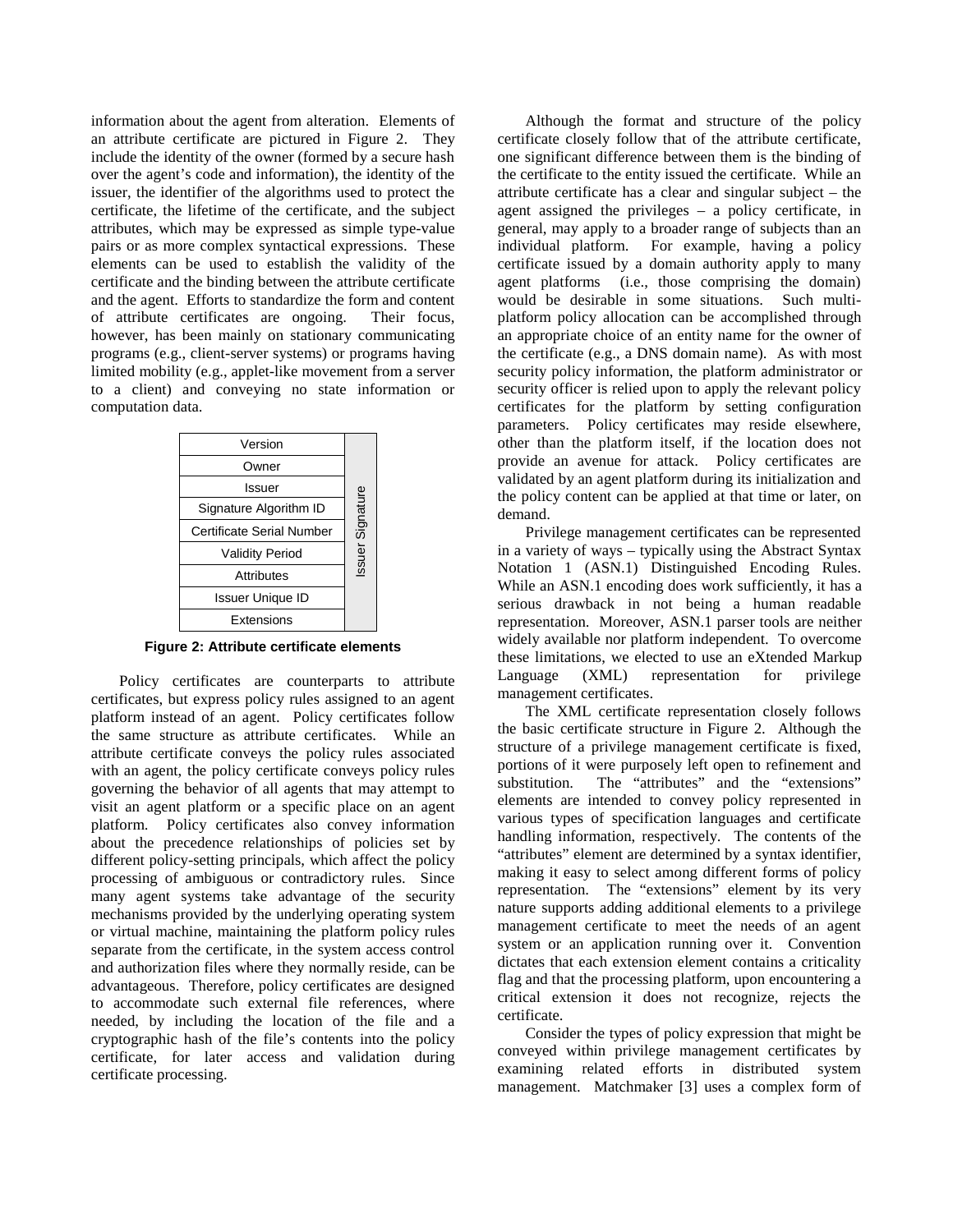information about the agent from alteration. Elements of an attribute certificate are pictured in Figure 2. They include the identity of the owner (formed by a secure hash over the agent's code and information), the identity of the issuer, the identifier of the algorithms used to protect the certificate, the lifetime of the certificate, and the subject attributes, which may be expressed as simple type-value pairs or as more complex syntactical expressions. These elements can be used to establish the validity of the certificate and the binding between the attribute certificate and the agent. Efforts to standardize the form and content of attribute certificates are ongoing. Their focus, however, has been mainly on stationary communicating programs (e.g., client-server systems) or programs having limited mobility (e.g., applet-like movement from a server to a client) and conveying no state information or computation data.

Version
Owner
Issuer
Signature Algorithm ID
Certificate Serial Number
Validity Period
Attributes
Issuer Unique ID
Extensions
Issuer Signature

**Figure 2: Attribute certificate elements**

Policy certificates are counterparts to attribute certificates, but express policy rules assigned to an agent platform instead of an agent. Policy certificates follow the same structure as attribute certificates. While an attribute certificate conveys the policy rules associated with an agent, the policy certificate conveys policy rules governing the behavior of all agents that may attempt to visit an agent platform or a specific place on an agent platform. Policy certificates also convey information about the precedence relationships of policies set by different policy-setting principals, which affect the policy processing of ambiguous or contradictory rules. Since many agent systems take advantage of the security mechanisms provided by the underlying operating system or virtual machine, maintaining the platform policy rules separate from the certificate, in the system access control and authorization files where they normally reside, can be advantageous. Therefore, policy certificates are designed to accommodate such external file references, where needed, by including the location of the file and a cryptographic hash of the file's contents into the policy certificate, for later access and validation during certificate processing.

Although the format and structure of the policy certificate closely follow that of the attribute certificate, one significant difference between them is the binding of the certificate to the entity issued the certificate. While an attribute certificate has a clear and singular subject – the agent assigned the privileges – a policy certificate, in general, may apply to a broader range of subjects than an individual platform. For example, having a policy certificate issued by a domain authority apply to many agent platforms (i.e., those comprising the domain) would be desirable in some situations. Such multi-platform policy allocation can be accomplished through an appropriate choice of an entity name for the owner of the certificate (e.g., a DNS domain name). As with most security policy information, the platform administrator or security officer is relied upon to apply the relevant policy certificates for the platform by setting configuration parameters. Policy certificates may reside elsewhere, other than the platform itself, if the location does not provide an avenue for attack. Policy certificates are validated by an agent platform during its initialization and the policy content can be applied at that time or later, on demand.

Privilege management certificates can be represented in a variety of ways – typically using the Abstract Syntax Notation 1 (ASN.1) Distinguished Encoding Rules. While an ASN.1 encoding does work sufficiently, it has a serious drawback in not being a human readable representation. Moreover, ASN.1 parser tools are neither widely available nor platform independent. To overcome these limitations, we elected to use an eXtended Markup Language (XML) representation for privilege management certificates.

The XML certificate representation closely follows the basic certificate structure in Figure 2. Although the structure of a privilege management certificate is fixed, portions of it were purposely left open to refinement and substitution. The "attributes" and the "extensions" elements are intended to convey policy represented in various types of specification languages and certificate handling information, respectively. The contents of the "attributes" element are determined by a syntax identifier, making it easy to select among different forms of policy representation. The "extensions" element by its very nature supports adding additional elements to a privilege management certificate to meet the needs of an agent system or an application running over it. Convention dictates that each extension element contains a criticality flag and that the processing platform, upon encountering a critical extension it does not recognize, rejects the certificate.

Consider the types of policy expression that might be conveyed within privilege management certificates by examining related efforts in distributed system management. Matchmaker [3] uses a complex form of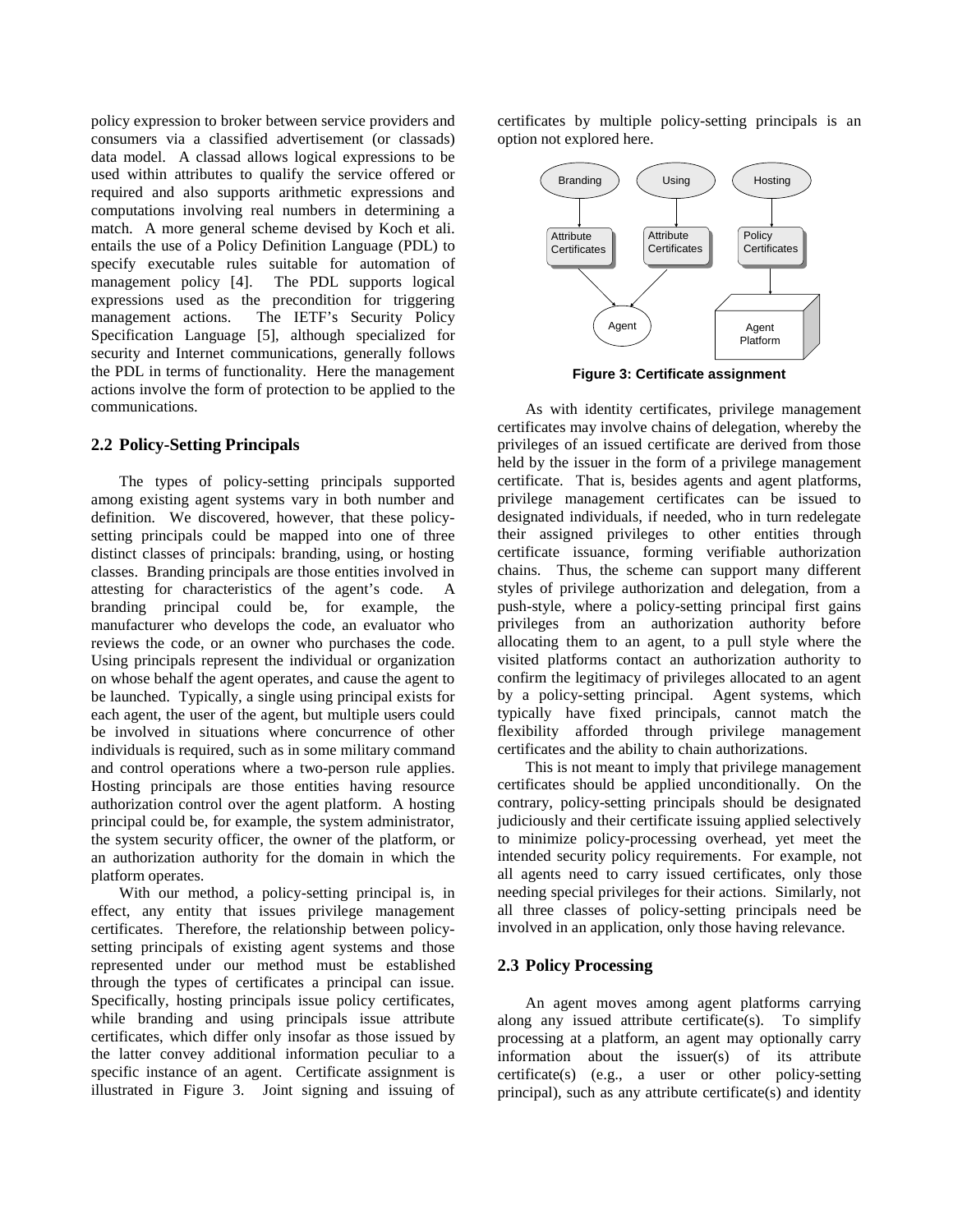policy expression to broker between service providers and consumers via a classified advertisement (or classads) data model. A classad allows logical expressions to be used within attributes to qualify the service offered or required and also supports arithmetic expressions and computations involving real numbers in determining a match. A more general scheme devised by Koch et ali. entails the use of a Policy Definition Language (PDL) to specify executable rules suitable for automation of management policy [4]. The PDL supports logical expressions used as the precondition for triggering management actions. The IETF's Security Policy Specification Language [5], although specialized for security and Internet communications, generally follows the PDL in terms of functionality. Here the management actions involve the form of protection to be applied to the communications.

## 2.2 Policy-Setting Principals

The types of policy-setting principals supported among existing agent systems vary in both number and definition. We discovered, however, that these policy-setting principals could be mapped into one of three distinct classes of principals: branding, using, or hosting classes. Branding principals are those entities involved in attesting for characteristics of the agent's code. A branding principal could be, for example, the manufacturer who develops the code, an evaluator who reviews the code, or an owner who purchases the code. Using principals represent the individual or organization on whose behalf the agent operates, and cause the agent to be launched. Typically, a single using principal exists for each agent, the user of the agent, but multiple users could be involved in situations where concurrence of other individuals is required, such as in some military command and control operations where a two-person rule applies. Hosting principals are those entities having resource authorization control over the agent platform. A hosting principal could be, for example, the system administrator, the system security officer, the owner of the platform, or an authorization authority for the domain in which the platform operates.

With our method, a policy-setting principal is, in effect, any entity that issues privilege management certificates. Therefore, the relationship between policy-setting principals of existing agent systems and those represented under our method must be established through the types of certificates a principal can issue. Specifically, hosting principals issue policy certificates, while branding and using principals issue attribute certificates, which differ only insofar as those issued by the latter convey additional information peculiar to a specific instance of an agent. Certificate assignment is illustrated in Figure 3. Joint signing and issuing of certificates by multiple policy-setting principals is an option not explored here.

Branding
Using
Hosting
Attribute Certificates
Attribute Certificates
Policy Certificates
Agent
Agent Platform

**Figure 3: Certificate assignment**

As with identity certificates, privilege management certificates may involve chains of delegation, whereby the privileges of an issued certificate are derived from those held by the issuer in the form of a privilege management certificate. That is, besides agents and agent platforms, privilege management certificates can be issued to designated individuals, if needed, who in turn redelegate their assigned privileges to other entities through certificate issuance, forming verifiable authorization chains. Thus, the scheme can support many different styles of privilege authorization and delegation, from a push-style, where a policy-setting principal first gains privileges from an authorization authority before allocating them to an agent, to a pull style where the visited platforms contact an authorization authority to confirm the legitimacy of privileges allocated to an agent by a policy-setting principal. Agent systems, which typically have fixed principals, cannot match the flexibility afforded through privilege management certificates and the ability to chain authorizations.

This is not meant to imply that privilege management certificates should be applied unconditionally. On the contrary, policy-setting principals should be designated judiciously and their certificate issuing applied selectively to minimize policy-processing overhead, yet meet the intended security policy requirements. For example, not all agents need to carry issued certificates, only those needing special privileges for their actions. Similarly, not all three classes of policy-setting principals need be involved in an application, only those having relevance.

## 2.3 Policy Processing

An agent moves among agent platforms carrying along any issued attribute certificate(s). To simplify processing at a platform, an agent may optionally carry information about the issuer(s) of its attribute certificate(s) (e.g., a user or other policy-setting principal), such as any attribute certificate(s) and identity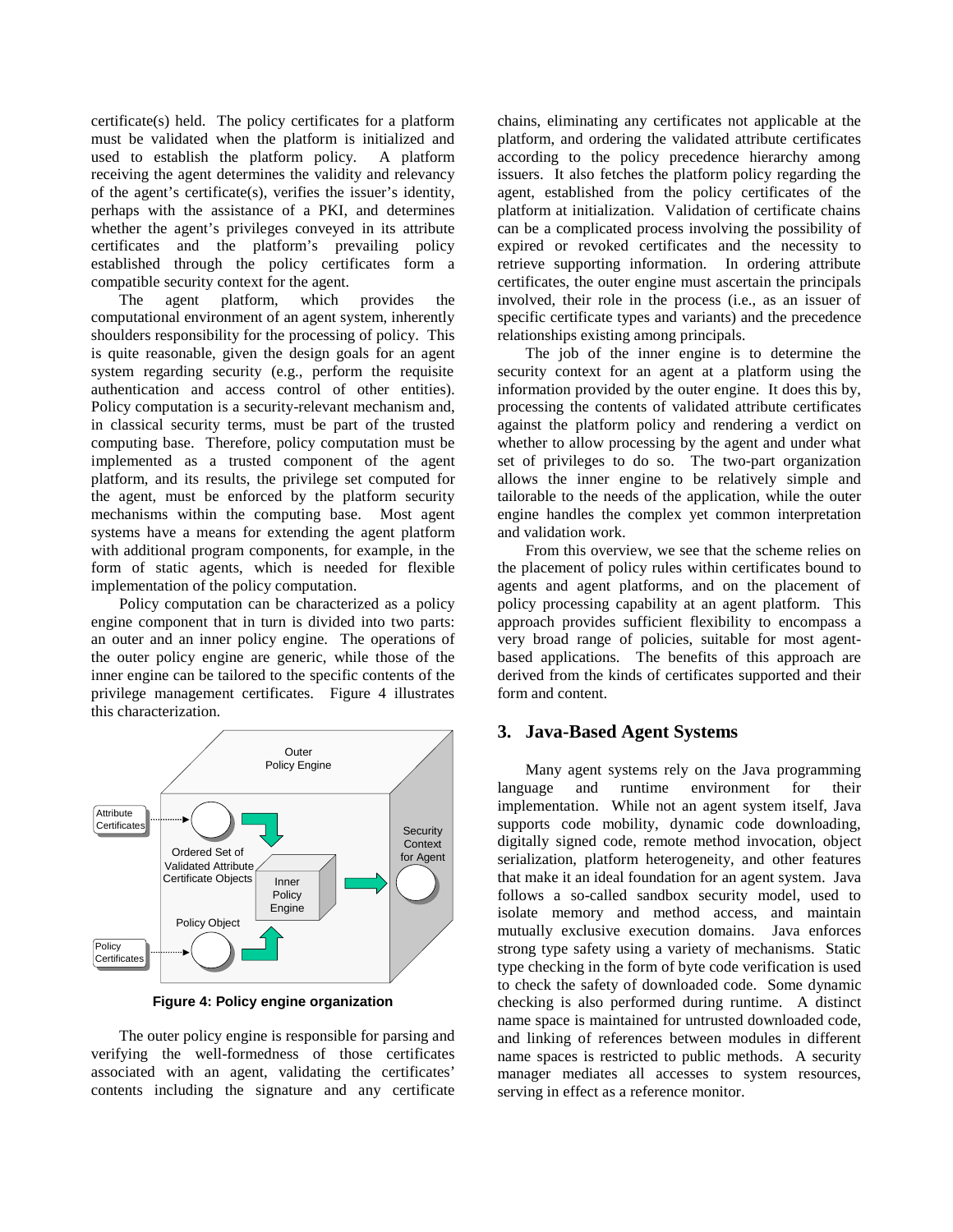certificate(s) held. The policy certificates for a platform must be validated when the platform is initialized and used to establish the platform policy. A platform receiving the agent determines the validity and relevancy of the agent's certificate(s), verifies the issuer's identity, perhaps with the assistance of a PKI, and determines whether the agent's privileges conveyed in its attribute certificates and the platform's prevailing policy established through the policy certificates form a compatible security context for the agent.

The agent platform, which provides the computational environment of an agent system, inherently shoulders responsibility for the processing of policy. This is quite reasonable, given the design goals for an agent system regarding security (e.g., perform the requisite authentication and access control of other entities). Policy computation is a security-relevant mechanism and, in classical security terms, must be part of the trusted computing base. Therefore, policy computation must be implemented as a trusted component of the agent platform, and its results, the privilege set computed for the agent, must be enforced by the platform security mechanisms within the computing base. Most agent systems have a means for extending the agent platform with additional program components, for example, in the form of static agents, which is needed for flexible implementation of the policy computation.

Policy computation can be characterized as a policy engine component that in turn is divided into two parts: an outer and an inner policy engine. The operations of the outer policy engine are generic, while those of the inner engine can be tailored to the specific contents of the privilege management certificates. Figure 4 illustrates this characterization.

Outer Policy Engine
Attribute Certificates
Ordered Set of Validated Attribute Certificate Objects
Inner Policy Engine
Security Context for Agent
Policy Object
Policy Certificates

**Figure 4: Policy engine organization**

The outer policy engine is responsible for parsing and verifying the well-formedness of those certificates associated with an agent, validating the certificates' contents including the signature and any certificate chains, eliminating any certificates not applicable at the platform, and ordering the validated attribute certificates according to the policy precedence hierarchy among issuers. It also fetches the platform policy regarding the agent, established from the policy certificates of the platform at initialization. Validation of certificate chains can be a complicated process involving the possibility of expired or revoked certificates and the necessity to retrieve supporting information. In ordering attribute certificates, the outer engine must ascertain the principals involved, their role in the process (i.e., as an issuer of specific certificate types and variants) and the precedence relationships existing among principals.

The job of the inner engine is to determine the security context for an agent at a platform using the information provided by the outer engine. It does this by, processing the contents of validated attribute certificates against the platform policy and rendering a verdict on whether to allow processing by the agent and under what set of privileges to do so. The two-part organization allows the inner engine to be relatively simple and tailorable to the needs of the application, while the outer engine handles the complex yet common interpretation and validation work.

From this overview, we see that the scheme relies on the placement of policy rules within certificates bound to agents and agent platforms, and on the placement of policy processing capability at an agent platform. This approach provides sufficient flexibility to encompass a very broad range of policies, suitable for most agent-based applications. The benefits of this approach are derived from the kinds of certificates supported and their form and content.

## 3. Java-Based Agent Systems

Many agent systems rely on the Java programming language and runtime environment for their implementation. While not an agent system itself, Java supports code mobility, dynamic code downloading, digitally signed code, remote method invocation, object serialization, platform heterogeneity, and other features that make it an ideal foundation for an agent system. Java follows a so-called sandbox security model, used to isolate memory and method access, and maintain mutually exclusive execution domains. Java enforces strong type safety using a variety of mechanisms. Static type checking in the form of byte code verification is used to check the safety of downloaded code. Some dynamic checking is also performed during runtime. A distinct name space is maintained for untrusted downloaded code, and linking of references between modules in different name spaces is restricted to public methods. A security manager mediates all accesses to system resources, serving in effect as a reference monitor.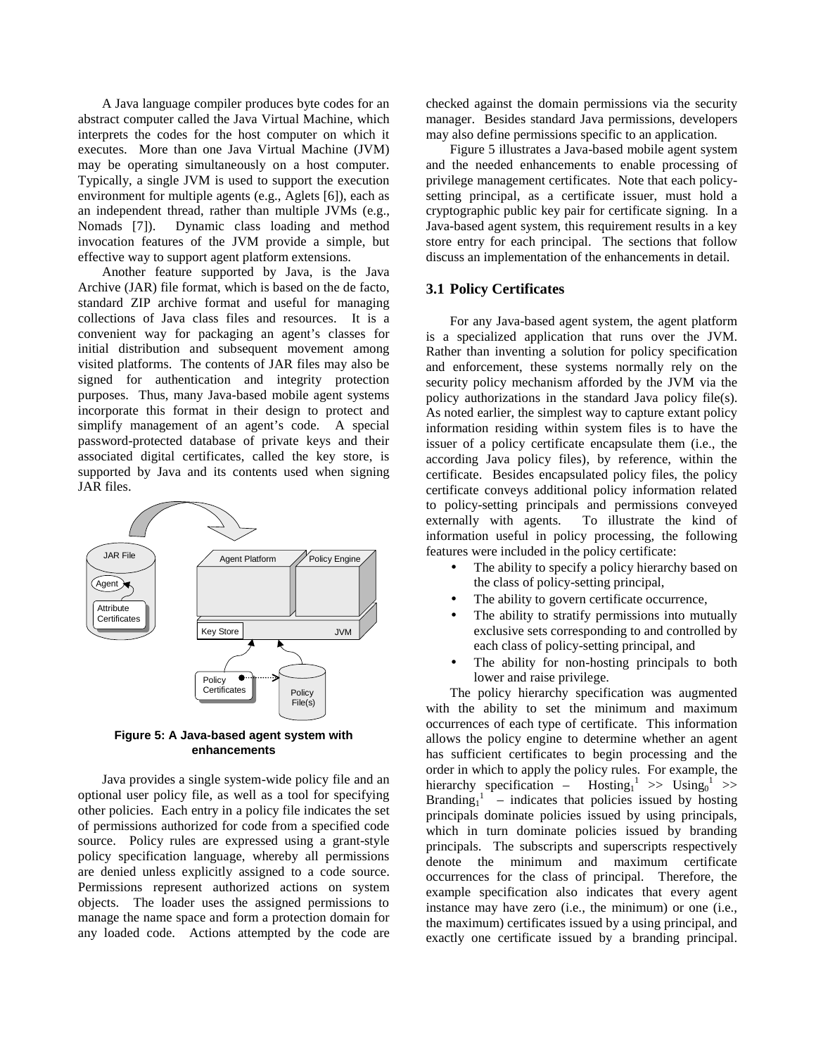A Java language compiler produces byte codes for an abstract computer called the Java Virtual Machine, which interprets the codes for the host computer on which it executes. More than one Java Virtual Machine (JVM) may be operating simultaneously on a host computer. Typically, a single JVM is used to support the execution environment for multiple agents (e.g., Aglets [6]), each as an independent thread, rather than multiple JVMs (e.g., Nomads [7]). Dynamic class loading and method invocation features of the JVM provide a simple, but effective way to support agent platform extensions.

Another feature supported by Java, is the Java Archive (JAR) file format, which is based on the de facto, standard ZIP archive format and useful for managing collections of Java class files and resources. It is a convenient way for packaging an agent's classes for initial distribution and subsequent movement among visited platforms. The contents of JAR files may also be signed for authentication and integrity protection purposes. Thus, many Java-based mobile agent systems incorporate this format in their design to protect and simplify management of an agent's code. A special password-protected database of private keys and their associated digital certificates, called the key store, is supported by Java and its contents used when signing JAR files.

**Figure 5: A Java-based agent system with enhancements**

Java provides a single system-wide policy file and an optional user policy file, as well as a tool for specifying other policies. Each entry in a policy file indicates the set of permissions authorized for code from a specified code source. Policy rules are expressed using a grant-style policy specification language, whereby all permissions are denied unless explicitly assigned to a code source. Permissions represent authorized actions on system objects. The loader uses the assigned permissions to manage the name space and form a protection domain for any loaded code. Actions attempted by the code are checked against the domain permissions via the security manager. Besides standard Java permissions, developers may also define permissions specific to an application.

Figure 5 illustrates a Java-based mobile agent system and the needed enhancements to enable processing of privilege management certificates. Note that each policy-setting principal, as a certificate issuer, must hold a cryptographic public key pair for certificate signing. In a Java-based agent system, this requirement results in a key store entry for each principal. The sections that follow discuss an implementation of the enhancements in detail.

### 3.1 Policy Certificates

For any Java-based agent system, the agent platform is a specialized application that runs over the JVM. Rather than inventing a solution for policy specification and enforcement, these systems normally rely on the security policy mechanism afforded by the JVM via the policy authorizations in the standard Java policy file(s). As noted earlier, the simplest way to capture extant policy information residing within system files is to have the issuer of a policy certificate encapsulate them (i.e., the according Java policy files), by reference, within the certificate. Besides encapsulated policy files, the policy certificate conveys additional policy information related to policy-setting principals and permissions conveyed externally with agents. To illustrate the kind of information useful in policy processing, the following features were included in the policy certificate:

- The ability to specify a policy hierarchy based on the class of policy-setting principal,
- The ability to govern certificate occurrence,
- The ability to stratify permissions into mutually exclusive sets corresponding to and controlled by each class of policy-setting principal, and
- The ability for non-hosting principals to both lower and raise privilege.

The policy hierarchy specification was augmented with the ability to set the minimum and maximum occurrences of each type of certificate. This information allows the policy engine to determine whether an agent has sufficient certificates to begin processing and the order in which to apply the policy rules. For example, the hierarchy specification – $\text{Hosting}_1^1$ >> $\text{Using}_0^1$ >> $\text{Branding}_1^1$ – indicates that policies issued by hosting principals dominate policies issued by using principals, which in turn dominate policies issued by branding principals. The subscripts and superscripts respectively denote the minimum and maximum certificate occurrences for the class of principal. Therefore, the example specification also indicates that every agent instance may have zero (i.e., the minimum) or one (i.e., the maximum) certificates issued by a using principal, and exactly one certificate issued by a branding principal.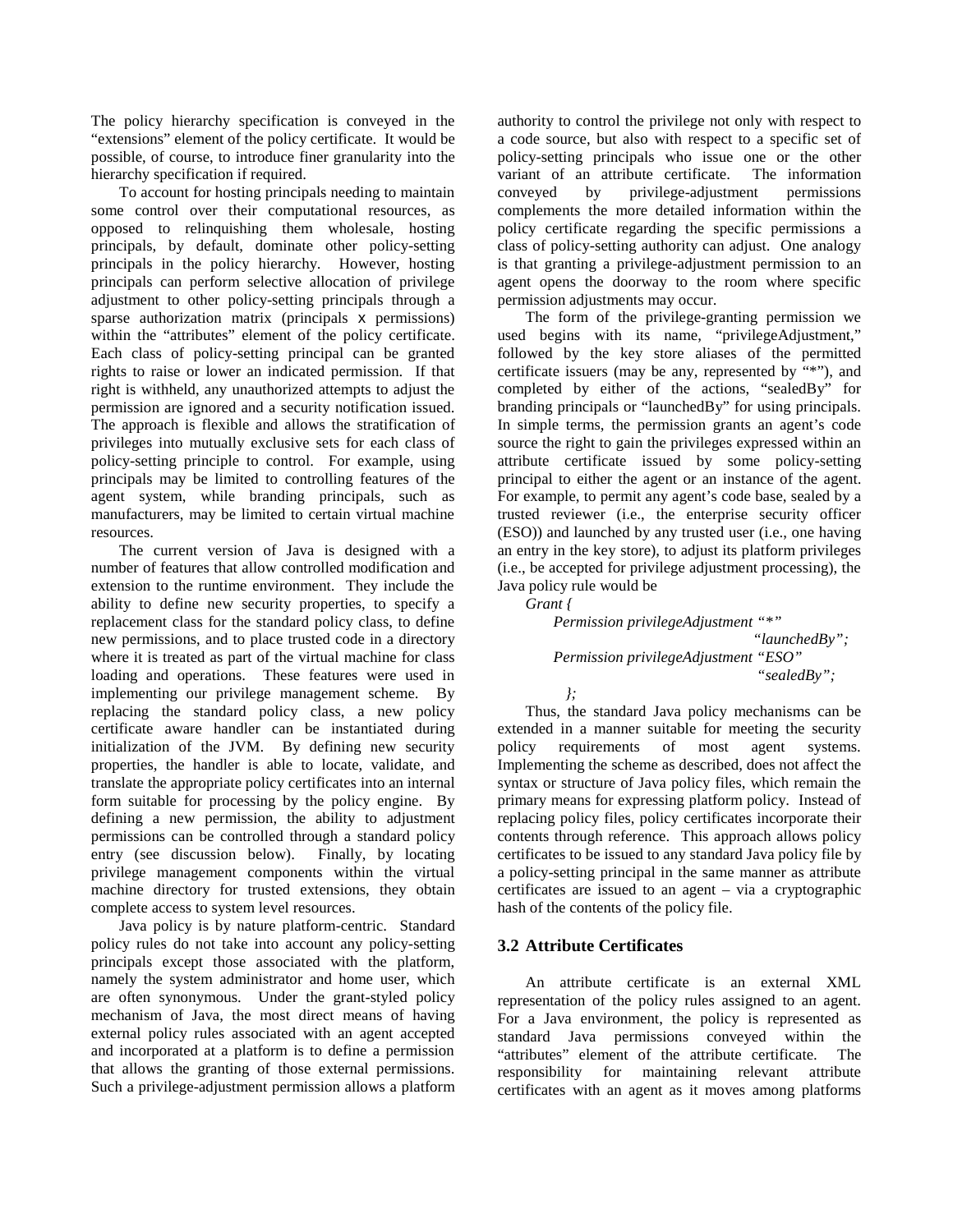The policy hierarchy specification is conveyed in the "extensions" element of the policy certificate. It would be possible, of course, to introduce finer granularity into the hierarchy specification if required.

To account for hosting principals needing to maintain some control over their computational resources, as opposed to relinquishing them wholesale, hosting principals, by default, dominate other policy-setting principals in the policy hierarchy. However, hosting principals can perform selective allocation of privilege adjustment to other policy-setting principals through a sparse authorization matrix (principals x permissions) within the "attributes" element of the policy certificate. Each class of policy-setting principal can be granted rights to raise or lower an indicated permission. If that right is withheld, any unauthorized attempts to adjust the permission are ignored and a security notification issued. The approach is flexible and allows the stratification of privileges into mutually exclusive sets for each class of policy-setting principle to control. For example, using principals may be limited to controlling features of the agent system, while branding principals, such as manufacturers, may be limited to certain virtual machine resources.

The current version of Java is designed with a number of features that allow controlled modification and extension to the runtime environment. They include the ability to define new security properties, to specify a replacement class for the standard policy class, to define new permissions, and to place trusted code in a directory where it is treated as part of the virtual machine for class loading and operations. These features were used in implementing our privilege management scheme. By replacing the standard policy class, a new policy certificate aware handler can be instantiated during initialization of the JVM. By defining new security properties, the handler is able to locate, validate, and translate the appropriate policy certificates into an internal form suitable for processing by the policy engine. By defining a new permission, the ability to adjustment permissions can be controlled through a standard policy entry (see discussion below). Finally, by locating privilege management components within the virtual machine directory for trusted extensions, they obtain complete access to system level resources.

Java policy is by nature platform-centric. Standard policy rules do not take into account any policy-setting principals except those associated with the platform, namely the system administrator and home user, which are often synonymous. Under the grant-styled policy mechanism of Java, the most direct means of having external policy rules associated with an agent accepted and incorporated at a platform is to define a permission that allows the granting of those external permissions. Such a privilege-adjustment permission allows a platform authority to control the privilege not only with respect to a code source, but also with respect to a specific set of policy-setting principals who issue one or the other variant of an attribute certificate. The information conveyed by privilege-adjustment permissions complements the more detailed information within the policy certificate regarding the specific permissions a class of policy-setting authority can adjust. One analogy is that granting a privilege-adjustment permission to an agent opens the doorway to the room where specific permission adjustments may occur.

The form of the privilege-granting permission we used begins with its name, "privilegeAdjustment," followed by the key store aliases of the permitted certificate issuers (may be any, represented by "*"), and completed by either of the actions, "sealedBy" for branding principals or "launchedBy" for using principals. In simple terms, the permission grants an agent's code source the right to gain the privileges expressed within an attribute certificate issued by some policy-setting principal to either the agent or an instance of the agent. For example, to permit any agent's code base, sealed by a trusted reviewer (i.e., the enterprise security officer (ESO)) and launched by any trusted user (i.e., one having an entry in the key store), to adjust its platform privileges (i.e., be accepted for privilege adjustment processing), the Java policy rule would be

```
Grant {
    Permission privilegeAdjustment "*"
                                    "launchedBy";
    Permission privilegeAdjustment "ESO"
                                    "sealedBy";
    };
```

Thus, the standard Java policy mechanisms can be extended in a manner suitable for meeting the security policy requirements of most agent systems. Implementing the scheme as described, does not affect the syntax or structure of Java policy files, which remain the primary means for expressing platform policy. Instead of replacing policy files, policy certificates incorporate their contents through reference. This approach allows policy certificates to be issued to any standard Java policy file by a policy-setting principal in the same manner as attribute certificates are issued to an agent – via a cryptographic hash of the contents of the policy file.

## 3.2 Attribute Certificates

An attribute certificate is an external XML representation of the policy rules assigned to an agent. For a Java environment, the policy is represented as standard Java permissions conveyed within the "attributes" element of the attribute certificate. The responsibility for maintaining relevant attribute certificates with an agent as it moves among platforms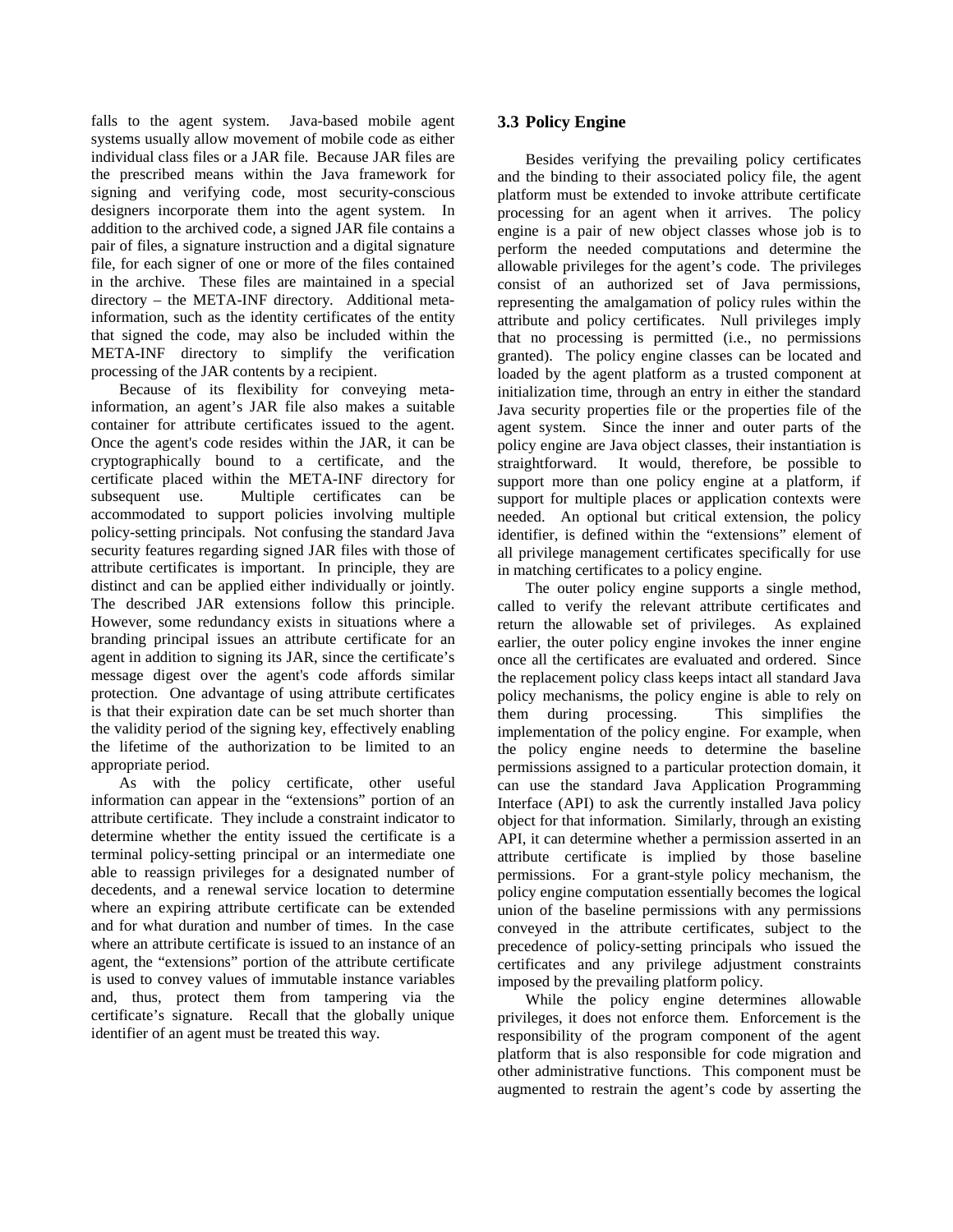falls to the agent system. Java-based mobile agent systems usually allow movement of mobile code as either individual class files or a JAR file. Because JAR files are the prescribed means within the Java framework for signing and verifying code, most security-conscious designers incorporate them into the agent system. In addition to the archived code, a signed JAR file contains a pair of files, a signature instruction and a digital signature file, for each signer of one or more of the files contained in the archive. These files are maintained in a special directory – the META-INF directory. Additional meta-information, such as the identity certificates of the entity that signed the code, may also be included within the META-INF directory to simplify the verification processing of the JAR contents by a recipient.

Because of its flexibility for conveying meta-information, an agent's JAR file also makes a suitable container for attribute certificates issued to the agent. Once the agent's code resides within the JAR, it can be cryptographically bound to a certificate, and the certificate placed within the META-INF directory for subsequent use. Multiple certificates can be accommodated to support policies involving multiple policy-setting principals. Not confusing the standard Java security features regarding signed JAR files with those of attribute certificates is important. In principle, they are distinct and can be applied either individually or jointly. The described JAR extensions follow this principle. However, some redundancy exists in situations where a branding principal issues an attribute certificate for an agent in addition to signing its JAR, since the certificate's message digest over the agent's code affords similar protection. One advantage of using attribute certificates is that their expiration date can be set much shorter than the validity period of the signing key, effectively enabling the lifetime of the authorization to be limited to an appropriate period.

As with the policy certificate, other useful information can appear in the "extensions" portion of an attribute certificate. They include a constraint indicator to determine whether the entity issued the certificate is a terminal policy-setting principal or an intermediate one able to reassign privileges for a designated number of decedents, and a renewal service location to determine where an expiring attribute certificate can be extended and for what duration and number of times. In the case where an attribute certificate is issued to an instance of an agent, the "extensions" portion of the attribute certificate is used to convey values of immutable instance variables and, thus, protect them from tampering via the certificate's signature. Recall that the globally unique identifier of an agent must be treated this way.

### 3.3 Policy Engine

Besides verifying the prevailing policy certificates and the binding to their associated policy file, the agent platform must be extended to invoke attribute certificate processing for an agent when it arrives. The policy engine is a pair of new object classes whose job is to perform the needed computations and determine the allowable privileges for the agent's code. The privileges consist of an authorized set of Java permissions, representing the amalgamation of policy rules within the attribute and policy certificates. Null privileges imply that no processing is permitted (i.e., no permissions granted). The policy engine classes can be located and loaded by the agent platform as a trusted component at initialization time, through an entry in either the standard Java security properties file or the properties file of the agent system. Since the inner and outer parts of the policy engine are Java object classes, their instantiation is straightforward. It would, therefore, be possible to support more than one policy engine at a platform, if support for multiple places or application contexts were needed. An optional but critical extension, the policy identifier, is defined within the "extensions" element of all privilege management certificates specifically for use in matching certificates to a policy engine.

The outer policy engine supports a single method, called to verify the relevant attribute certificates and return the allowable set of privileges. As explained earlier, the outer policy engine invokes the inner engine once all the certificates are evaluated and ordered. Since the replacement policy class keeps intact all standard Java policy mechanisms, the policy engine is able to rely on them during processing. This simplifies the implementation of the policy engine. For example, when the policy engine needs to determine the baseline permissions assigned to a particular protection domain, it can use the standard Java Application Programming Interface (API) to ask the currently installed Java policy object for that information. Similarly, through an existing API, it can determine whether a permission asserted in an attribute certificate is implied by those baseline permissions. For a grant-style policy mechanism, the policy engine computation essentially becomes the logical union of the baseline permissions with any permissions conveyed in the attribute certificates, subject to the precedence of policy-setting principals who issued the certificates and any privilege adjustment constraints imposed by the prevailing platform policy.

While the policy engine determines allowable privileges, it does not enforce them. Enforcement is the responsibility of the program component of the agent platform that is also responsible for code migration and other administrative functions. This component must be augmented to restrain the agent's code by asserting the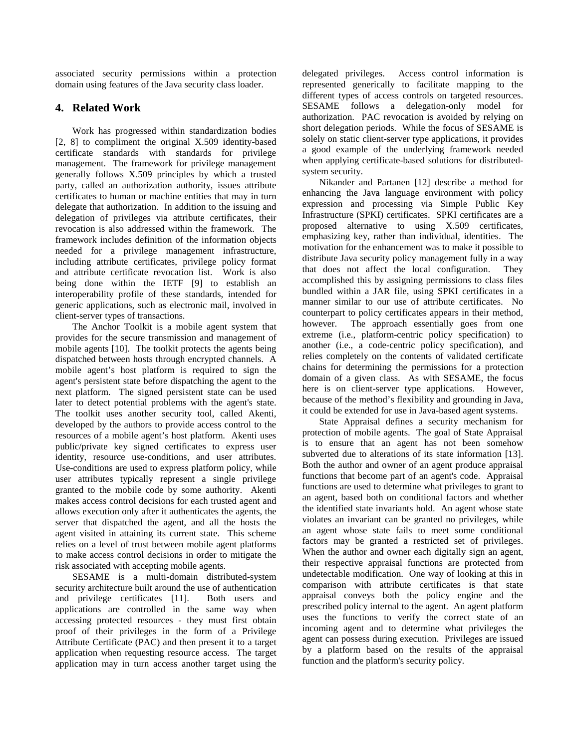associated security permissions within a protection domain using features of the Java security class loader.

## 4. Related Work

Work has progressed within standardization bodies [2, 8] to compliment the original X.509 identity-based certificate standards with standards for privilege management. The framework for privilege management generally follows X.509 principles by which a trusted party, called an authorization authority, issues attribute certificates to human or machine entities that may in turn delegate that authorization. In addition to the issuing and delegation of privileges via attribute certificates, their revocation is also addressed within the framework. The framework includes definition of the information objects needed for a privilege management infrastructure, including attribute certificates, privilege policy format and attribute certificate revocation list. Work is also being done within the IETF [9] to establish an interoperability profile of these standards, intended for generic applications, such as electronic mail, involved in client-server types of transactions.

The Anchor Toolkit is a mobile agent system that provides for the secure transmission and management of mobile agents [10]. The toolkit protects the agents being dispatched between hosts through encrypted channels. A mobile agent's host platform is required to sign the agent's persistent state before dispatching the agent to the next platform. The signed persistent state can be used later to detect potential problems with the agent's state. The toolkit uses another security tool, called Akenti, developed by the authors to provide access control to the resources of a mobile agent's host platform. Akenti uses public/private key signed certificates to express user identity, resource use-conditions, and user attributes. Use-conditions are used to express platform policy, while user attributes typically represent a single privilege granted to the mobile code by some authority. Akenti makes access control decisions for each trusted agent and allows execution only after it authenticates the agents, the server that dispatched the agent, and all the hosts the agent visited in attaining its current state. This scheme relies on a level of trust between mobile agent platforms to make access control decisions in order to mitigate the risk associated with accepting mobile agents.

SESAME is a multi-domain distributed-system security architecture built around the use of authentication and privilege certificates [11]. Both users and applications are controlled in the same way when accessing protected resources - they must first obtain proof of their privileges in the form of a Privilege Attribute Certificate (PAC) and then present it to a target application when requesting resource access. The target application may in turn access another target using the delegated privileges. Access control information is represented generically to facilitate mapping to the different types of access controls on targeted resources. SESAME follows a delegation-only model for authorization. PAC revocation is avoided by relying on short delegation periods. While the focus of SESAME is solely on static client-server type applications, it provides a good example of the underlying framework needed when applying certificate-based solutions for distributed-system security.

Nikander and Partanen [12] describe a method for enhancing the Java language environment with policy expression and processing via Simple Public Key Infrastructure (SPKI) certificates. SPKI certificates are a proposed alternative to using X.509 certificates, emphasizing key, rather than individual, identities. The motivation for the enhancement was to make it possible to distribute Java security policy management fully in a way that does not affect the local configuration. They accomplished this by assigning permissions to class files bundled within a JAR file, using SPKI certificates in a manner similar to our use of attribute certificates. No counterpart to policy certificates appears in their method, however. The approach essentially goes from one extreme (i.e., platform-centric policy specification) to another (i.e., a code-centric policy specification), and relies completely on the contents of validated certificate chains for determining the permissions for a protection domain of a given class. As with SESAME, the focus here is on client-server type applications. However, because of the method's flexibility and grounding in Java, it could be extended for use in Java-based agent systems.

State Appraisal defines a security mechanism for protection of mobile agents. The goal of State Appraisal is to ensure that an agent has not been somehow subverted due to alterations of its state information [13]. Both the author and owner of an agent produce appraisal functions that become part of an agent's code. Appraisal functions are used to determine what privileges to grant to an agent, based both on conditional factors and whether the identified state invariants hold. An agent whose state violates an invariant can be granted no privileges, while an agent whose state fails to meet some conditional factors may be granted a restricted set of privileges. When the author and owner each digitally sign an agent, their respective appraisal functions are protected from undetectable modification. One way of looking at this in comparison with attribute certificates is that state appraisal conveys both the policy engine and the prescribed policy internal to the agent. An agent platform uses the functions to verify the correct state of an incoming agent and to determine what privileges the agent can possess during execution. Privileges are issued by a platform based on the results of the appraisal function and the platform's security policy.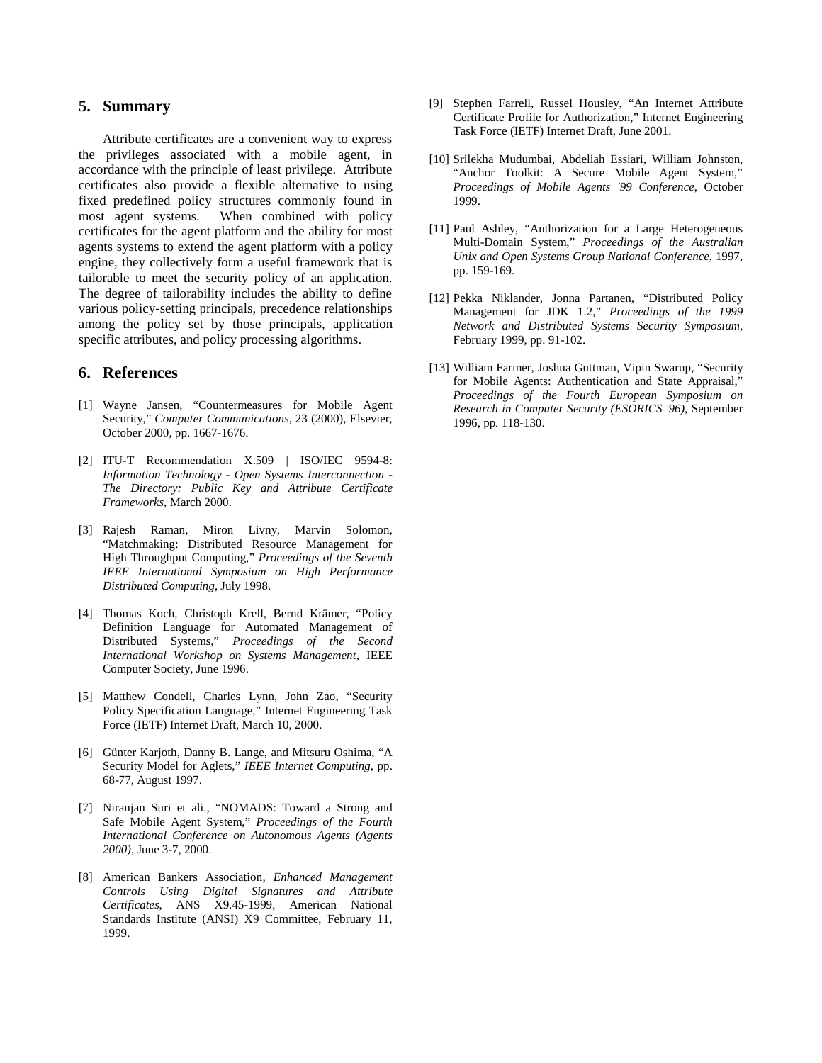## 5. Summary

Attribute certificates are a convenient way to express the privileges associated with a mobile agent, in accordance with the principle of least privilege. Attribute certificates also provide a flexible alternative to using fixed predefined policy structures commonly found in most agent systems. When combined with policy certificates for the agent platform and the ability for most agents systems to extend the agent platform with a policy engine, they collectively form a useful framework that is tailorable to meet the security policy of an application. The degree of tailorability includes the ability to define various policy-setting principals, precedence relationships among the policy set by those principals, application specific attributes, and policy processing algorithms.

## 6. References

[1] Wayne Jansen, "Countermeasures for Mobile Agent Security," *Computer Communications*, 23 (2000), Elsevier, October 2000, pp. 1667-1676.

[2] ITU-T Recommendation X.509 | ISO/IEC 9594-8: *Information Technology - Open Systems Interconnection - The Directory: Public Key and Attribute Certificate Frameworks*, March 2000.

[3] Rajesh Raman, Miron Livny, Marvin Solomon, "Matchmaking: Distributed Resource Management for High Throughput Computing," *Proceedings of the Seventh IEEE International Symposium on High Performance Distributed Computing*, July 1998.

[4] Thomas Koch, Christoph Krell, Bernd Krämer, "Policy Definition Language for Automated Management of Distributed Systems," *Proceedings of the Second International Workshop on Systems Management*, IEEE Computer Society, June 1996.

[5] Matthew Condell, Charles Lynn, John Zao, "Security Policy Specification Language," Internet Engineering Task Force (IETF) Internet Draft, March 10, 2000.

[6] Günter Karjoth, Danny B. Lange, and Mitsuru Oshima, "A Security Model for Aglets," *IEEE Internet Computing*, pp. 68-77, August 1997.

[7] Niranjan Suri et ali., "NOMADS: Toward a Strong and Safe Mobile Agent System," *Proceedings of the Fourth International Conference on Autonomous Agents (Agents 2000)*, June 3-7, 2000.

[8] American Bankers Association, *Enhanced Management Controls Using Digital Signatures and Attribute Certificates*, ANS X9.45-1999, American National Standards Institute (ANSI) X9 Committee, February 11, 1999.

[9] Stephen Farrell, Russel Housley, "An Internet Attribute Certificate Profile for Authorization," Internet Engineering Task Force (IETF) Internet Draft, June 2001.

[10] Srilekha Mudumbai, Abdeliah Essiari, William Johnston, "Anchor Toolkit: A Secure Mobile Agent System," *Proceedings of Mobile Agents '99 Conference*, October 1999.

[11] Paul Ashley, "Authorization for a Large Heterogeneous Multi-Domain System," *Proceedings of the Australian Unix and Open Systems Group National Conference*, 1997, pp. 159-169.

[12] Pekka Niklander, Jonna Partanen, "Distributed Policy Management for JDK 1.2," *Proceedings of the 1999 Network and Distributed Systems Security Symposium*, February 1999, pp. 91-102.

[13] William Farmer, Joshua Guttman, Vipin Swarup, "Security for Mobile Agents: Authentication and State Appraisal," *Proceedings of the Fourth European Symposium on Research in Computer Security (ESORICS '96)*, September 1996, pp. 118-130.